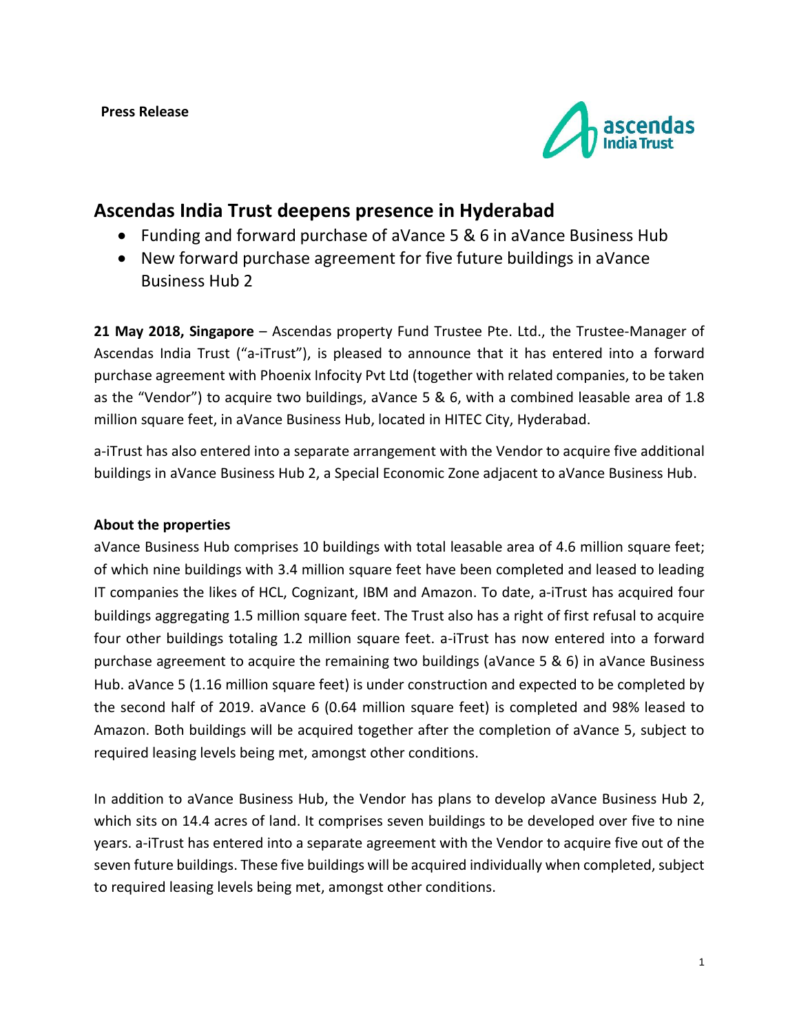**Press Release**

# Ascendas India Trust deepens presence in Hyderabad

- Funding and forward purchase of aVance 5 & 6 in aVance Business Hub
- New forward purchase agreement for five future buildings in aVance Business Hub 2

**21 May 2018, Singapore** – Ascendas property Fund Trustee Pte. Ltd., the Trustee-Manager of Ascendas India Trust ("a-iTrust"), is pleased to announce that it has entered into a forward purchase agreement with Phoenix Infocity Pvt Ltd (together with related companies, to be taken as the "Vendor") to acquire two buildings, aVance 5 & 6, with a combined leasable area of 1.8 million square feet, in aVance Business Hub, located in HITEC City, Hyderabad.

a-iTrust has also entered into a separate arrangement with the Vendor to acquire five additional buildings in aVance Business Hub 2, a Special Economic Zone adjacent to aVance Business Hub.

**About the properties**

aVance Business Hub comprises 10 buildings with total leasable area of 4.6 million square feet; of which nine buildings with 3.4 million square feet have been completed and leased to leading IT companies the likes of HCL, Cognizant, IBM and Amazon. To date, a-iTrust has acquired four buildings aggregating 1.5 million square feet. The Trust also has a right of first refusal to acquire four other buildings totaling 1.2 million square feet. a-iTrust has now entered into a forward purchase agreement to acquire the remaining two buildings (aVance 5 & 6) in aVance Business Hub. aVance 5 (1.16 million square feet) is under construction and expected to be completed by the second half of 2019. aVance 6 (0.64 million square feet) is completed and 98% leased to Amazon. Both buildings will be acquired together after the completion of aVance 5, subject to required leasing levels being met, amongst other conditions.

In addition to aVance Business Hub, the Vendor has plans to develop aVance Business Hub 2, which sits on 14.4 acres of land. It comprises seven buildings to be developed over five to nine years. a-iTrust has entered into a separate agreement with the Vendor to acquire five out of the seven future buildings. These five buildings will be acquired individually when completed, subject to required leasing levels being met, amongst other conditions.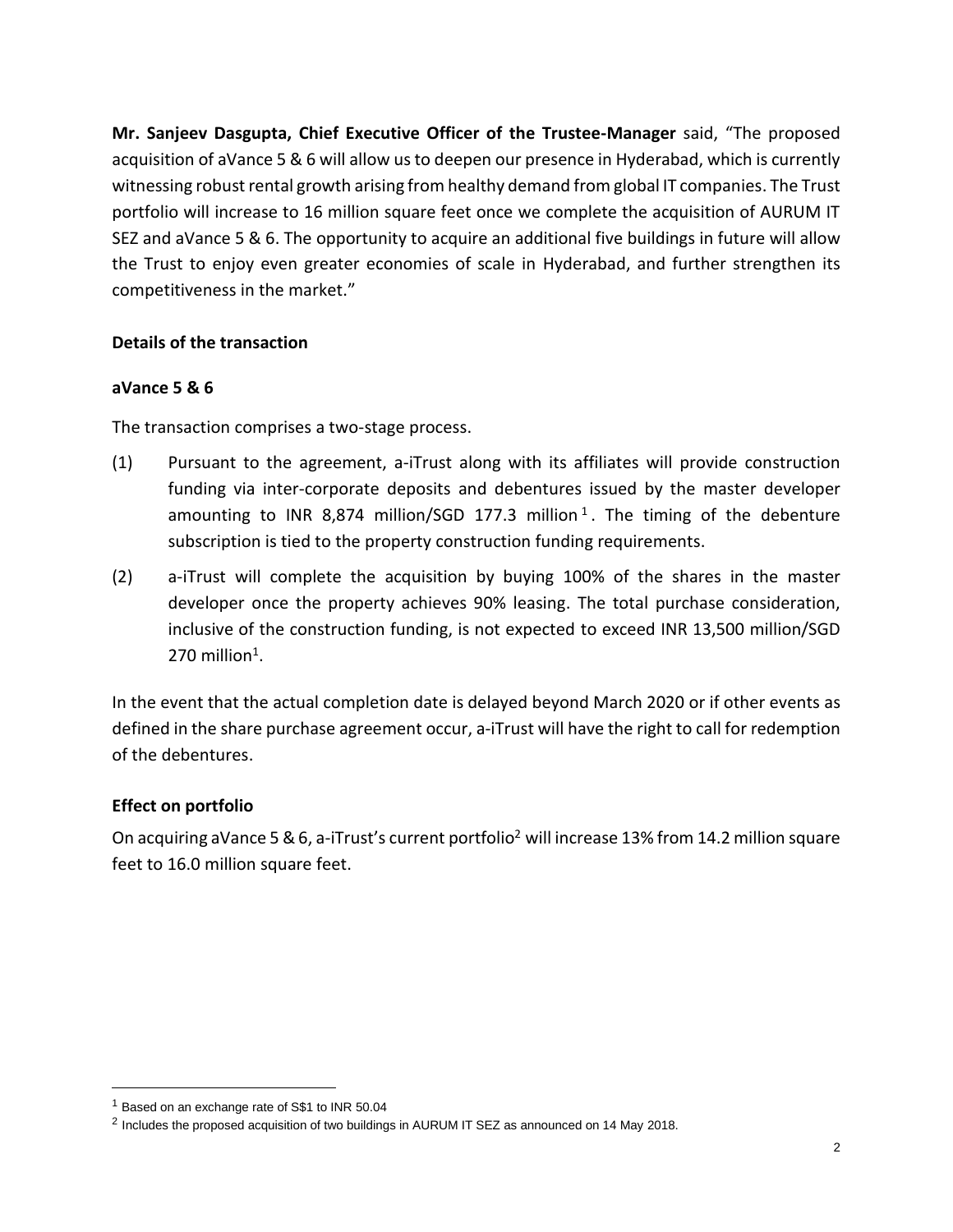**Mr. Sanjeev Dasgupta, Chief Executive Officer of the Trustee-Manager** said, "The proposed acquisition of aVance 5 & 6 will allow us to deepen our presence in Hyderabad, which is currently witnessing robust rental growth arising from healthy demand from global IT companies. The Trust portfolio will increase to 16 million square feet once we complete the acquisition of AURUM IT SEZ and aVance 5 & 6. The opportunity to acquire an additional five buildings in future will allow the Trust to enjoy even greater economies of scale in Hyderabad, and further strengthen its competitiveness in the market."

**Details of the transaction**

**aVance 5 & 6**

The transaction comprises a two-stage process.

(1) Pursuant to the agreement, a-iTrust along with its affiliates will provide construction funding via inter-corporate deposits and debentures issued by the master developer amounting to INR 8,874 million/SGD 177.3 million[1]. The timing of the debenture subscription is tied to the property construction funding requirements.

(2) a-iTrust will complete the acquisition by buying 100% of the shares in the master developer once the property achieves 90% leasing. The total purchase consideration, inclusive of the construction funding, is not expected to exceed INR 13,500 million/SGD 270 million[1].

In the event that the actual completion date is delayed beyond March 2020 or if other events as defined in the share purchase agreement occur, a-iTrust will have the right to call for redemption of the debentures.

**Effect on portfolio**

On acquiring aVance 5 & 6, a-iTrust's current portfolio[2] will increase 13% from 14.2 million square feet to 16.0 million square feet.

[1] Based on an exchange rate of S$1 to INR 50.04

[2] Includes the proposed acquisition of two buildings in AURUM IT SEZ as announced on 14 May 2018.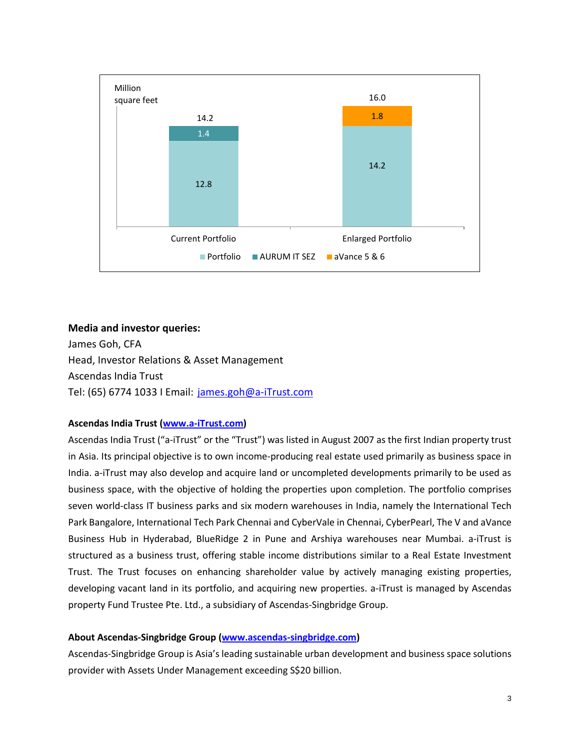| | Current Portfolio | Enlarged Portfolio |
|---|---|---|
| Portfolio | 12.8 | 14.2 |
| AURUM IT SEZ | 1.4 | |
| aVance 5 & 6 | | 1.8 |
| Total (Million square feet) | 14.2 | 16.0 |

**Media and investor queries:**

James Goh, CFA
Head, Investor Relations & Asset Management
Ascendas India Trust
Tel: (65) 6774 1033 I Email: james.goh@a-iTrust.com

**Ascendas India Trust (www.a-iTrust.com)**

Ascendas India Trust ("a-iTrust" or the "Trust") was listed in August 2007 as the first Indian property trust in Asia. Its principal objective is to own income-producing real estate used primarily as business space in India. a-iTrust may also develop and acquire land or uncompleted developments primarily to be used as business space, with the objective of holding the properties upon completion. The portfolio comprises seven world-class IT business parks and six modern warehouses in India, namely the International Tech Park Bangalore, International Tech Park Chennai and CyberVale in Chennai, CyberPearl, The V and aVance Business Hub in Hyderabad, BlueRidge 2 in Pune and Arshiya warehouses near Mumbai. a-iTrust is structured as a business trust, offering stable income distributions similar to a Real Estate Investment Trust. The Trust focuses on enhancing shareholder value by actively managing existing properties, developing vacant land in its portfolio, and acquiring new properties. a-iTrust is managed by Ascendas property Fund Trustee Pte. Ltd., a subsidiary of Ascendas-Singbridge Group.

**About Ascendas-Singbridge Group (www.ascendas-singbridge.com)**

Ascendas-Singbridge Group is Asia's leading sustainable urban development and business space solutions provider with Assets Under Management exceeding S$20 billion.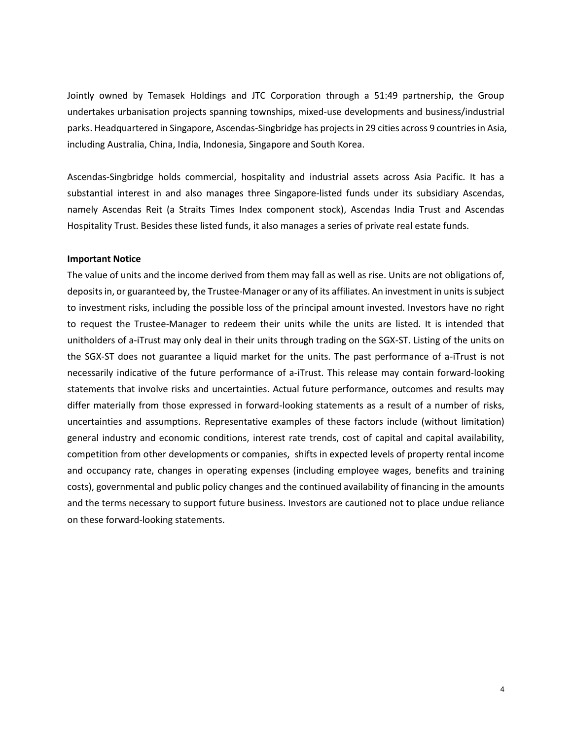Jointly owned by Temasek Holdings and JTC Corporation through a 51:49 partnership, the Group undertakes urbanisation projects spanning townships, mixed-use developments and business/industrial parks. Headquartered in Singapore, Ascendas-Singbridge has projects in 29 cities across 9 countries in Asia, including Australia, China, India, Indonesia, Singapore and South Korea.

Ascendas-Singbridge holds commercial, hospitality and industrial assets across Asia Pacific. It has a substantial interest in and also manages three Singapore-listed funds under its subsidiary Ascendas, namely Ascendas Reit (a Straits Times Index component stock), Ascendas India Trust and Ascendas Hospitality Trust. Besides these listed funds, it also manages a series of private real estate funds.

**Important Notice**

The value of units and the income derived from them may fall as well as rise. Units are not obligations of, deposits in, or guaranteed by, the Trustee-Manager or any of its affiliates. An investment in units is subject to investment risks, including the possible loss of the principal amount invested. Investors have no right to request the Trustee-Manager to redeem their units while the units are listed. It is intended that unitholders of a-iTrust may only deal in their units through trading on the SGX-ST. Listing of the units on the SGX-ST does not guarantee a liquid market for the units. The past performance of a-iTrust is not necessarily indicative of the future performance of a-iTrust. This release may contain forward-looking statements that involve risks and uncertainties. Actual future performance, outcomes and results may differ materially from those expressed in forward-looking statements as a result of a number of risks, uncertainties and assumptions. Representative examples of these factors include (without limitation) general industry and economic conditions, interest rate trends, cost of capital and capital availability, competition from other developments or companies, shifts in expected levels of property rental income and occupancy rate, changes in operating expenses (including employee wages, benefits and training costs), governmental and public policy changes and the continued availability of financing in the amounts and the terms necessary to support future business. Investors are cautioned not to place undue reliance on these forward-looking statements.